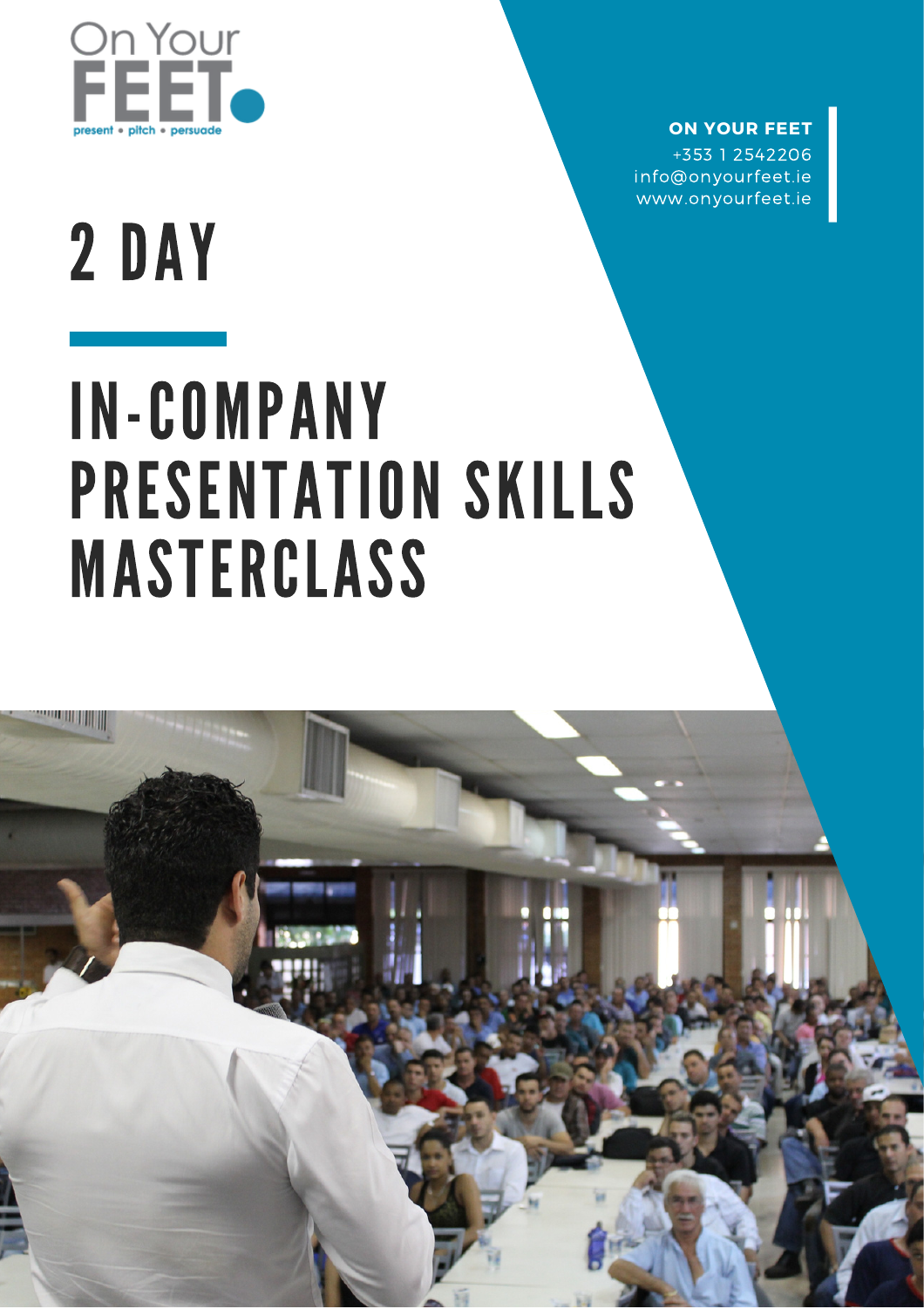On Your FEET

present • pitch • persuade

**ON YOUR FEET**
+353 1 2542206
info@onyourfeet.ie
www.onyourfeet.ie

# 2 DAY

# IN-COMPANY PRESENTATION SKILLS MASTERCLASS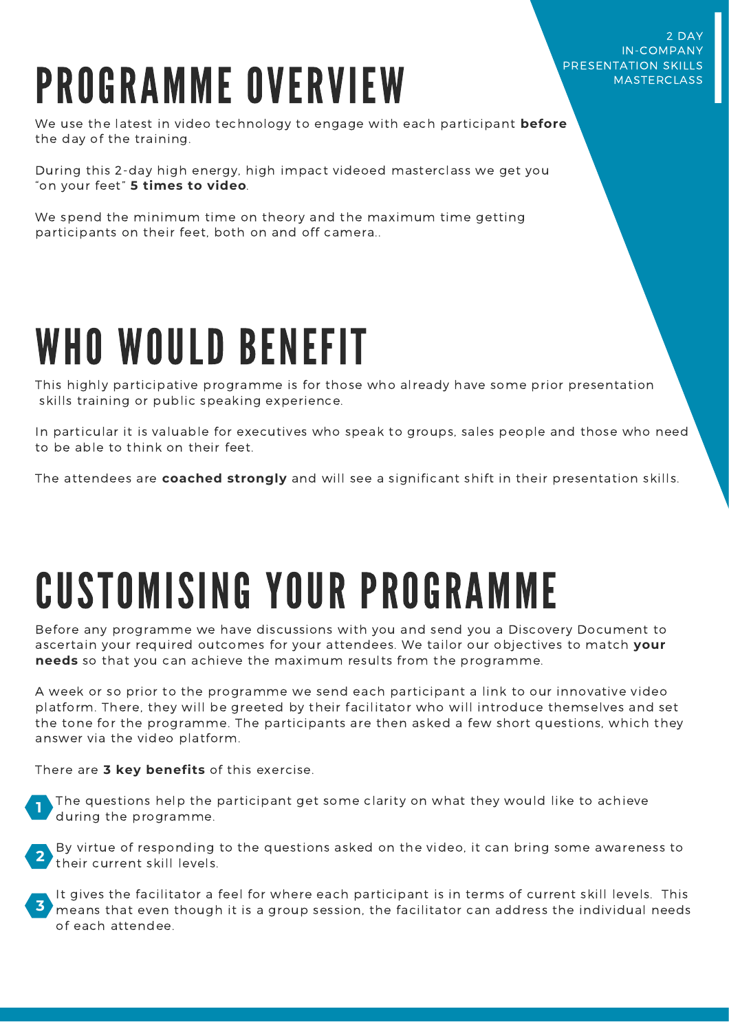# PROGRAMME OVERVIEW

We use the latest in video technology to engage with each participant **before** the day of the training.

During this 2-day high energy, high impact videoed masterclass we get you "on your feet" **5 times to video**.

We spend the minimum time on theory and the maximum time getting participants on their feet, both on and off camera..

# WHO WOULD BENEFIT

This highly participative programme is for those who already have some prior presentation skills training or public speaking experience.

In particular it is valuable for executives who speak to groups, sales people and those who need to be able to think on their feet.

The attendees are **coached strongly** and will see a significant shift in their presentation skills.

# CUSTOMISING YOUR PROGRAMME

Before any programme we have discussions with you and send you a Discovery Document to ascertain your required outcomes for your attendees. We tailor our objectives to match **your needs** so that you can achieve the maximum results from the programme.

A week or so prior to the programme we send each participant a link to our innovative video platform. There, they will be greeted by their facilitator who will introduce themselves and set the tone for the programme. The participants are then asked a few short questions, which they answer via the video platform.

There are **3 key benefits** of this exercise.

1. The questions help the participant get some clarity on what they would like to achieve during the programme.
2. By virtue of responding to the questions asked on the video, it can bring some awareness to their current skill levels.
3. It gives the facilitator a feel for where each participant is in terms of current skill levels. This means that even though it is a group session, the facilitator can address the individual needs of each attendee.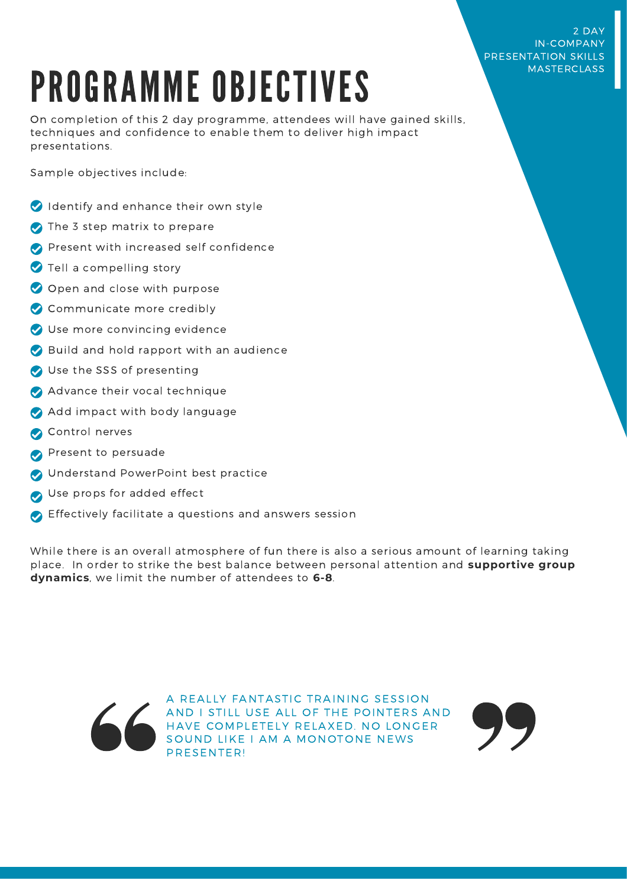# PROGRAMME OBJECTIVES

On completion of this 2 day programme, attendees will have gained skills, techniques and confidence to enable them to deliver high impact presentations.

Sample objectives include:

- Identify and enhance their own style
- The 3 step matrix to prepare
- Present with increased self confidence
- Tell a compelling story
- Open and close with purpose
- Communicate more credibly
- Use more convincing evidence
- Build and hold rapport with an audience
- Use the SSS of presenting
- Advance their vocal technique
- Add impact with body language
- Control nerves
- Present to persuade
- Understand PowerPoint best practice
- Use props for added effect
- Effectively facilitate a questions and answers session

While there is an overall atmosphere of fun there is also a serious amount of learning taking place. In order to strike the best balance between personal attention and **supportive group dynamics**, we limit the number of attendees to **6-8**.

> "A REALLY FANTASTIC TRAINING SESSION AND I STILL USE ALL OF THE POINTERS AND HAVE COMPLETELY RELAXED. NO LONGER SOUND LIKE I AM A MONOTONE NEWS PRESENTER!"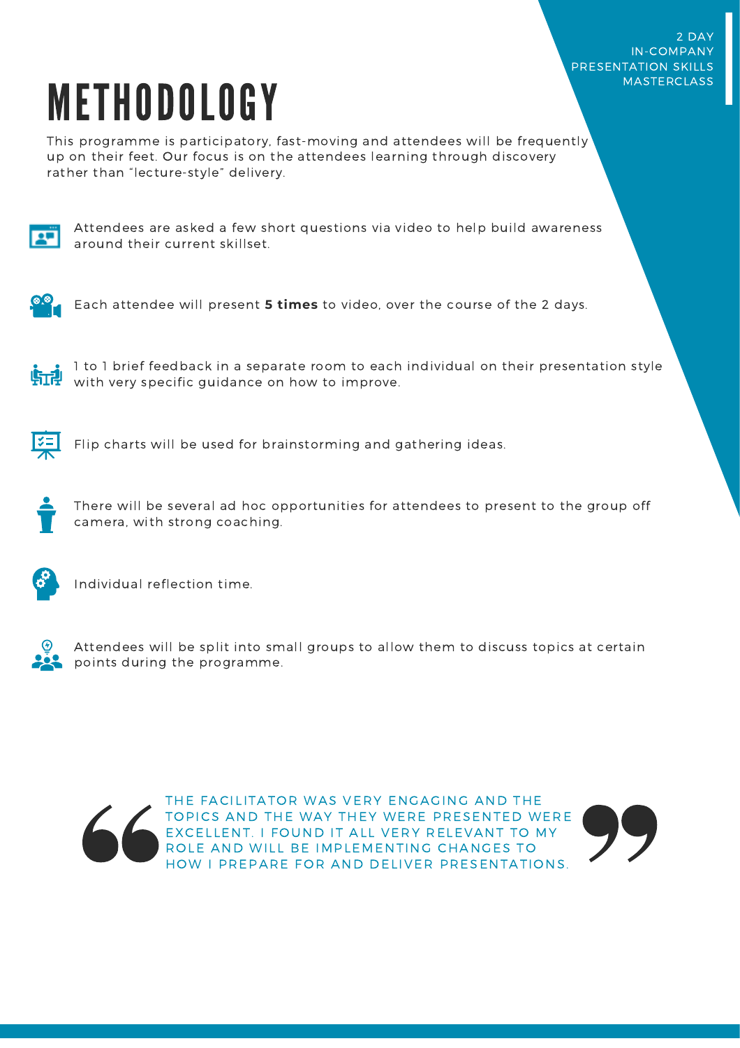# METHODOLOGY

This programme is participatory, fast-moving and attendees will be frequently up on their feet. Our focus is on the attendees learning through discovery rather than "lecture-style" delivery.

- Attendees are asked a few short questions via video to help build awareness around their current skillset.
- Each attendee will present **5 times** to video, over the course of the 2 days.
- 1 to 1 brief feedback in a separate room to each individual on their presentation style with very specific guidance on how to improve.
- Flip charts will be used for brainstorming and gathering ideas.
- There will be several ad hoc opportunities for attendees to present to the group off camera, with strong coaching.
- Individual reflection time.
- Attendees will be split into small groups to allow them to discuss topics at certain points during the programme.

> "THE FACILITATOR WAS VERY ENGAGING AND THE TOPICS AND THE WAY THEY WERE PRESENTED WERE EXCELLENT. I FOUND IT ALL VERY RELEVANT TO MY ROLE AND WILL BE IMPLEMENTING CHANGES TO HOW I PREPARE FOR AND DELIVER PRESENTATIONS."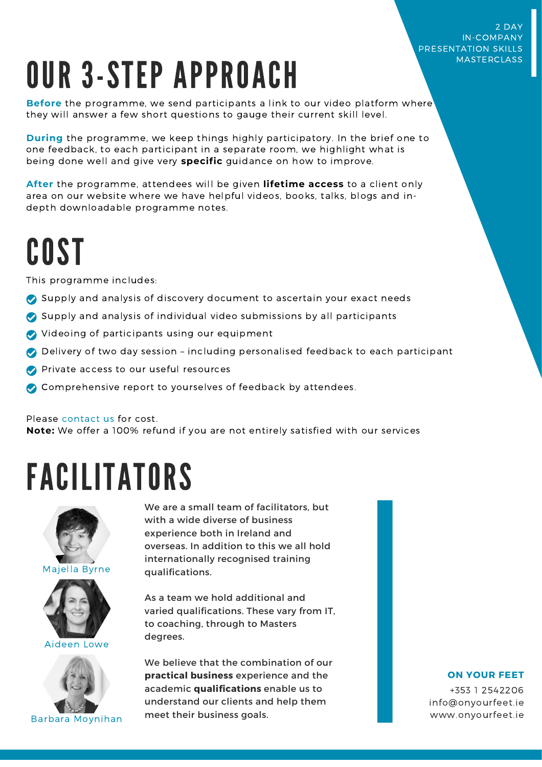2 DAY
IN-COMPANY
PRESENTATION SKILLS
MASTERCLASS

# OUR 3-STEP APPROACH

**Before** the programme, we send participants a link to our video platform where they will answer a few short questions to gauge their current skill level.

**During** the programme, we keep things highly participatory. In the brief one to one feedback, to each participant in a separate room, we highlight what is being done well and give very **specific** guidance on how to improve.

**After** the programme, attendees will be given **lifetime access** to a client only area on our website where we have helpful videos, books, talks, blogs and in-depth downloadable programme notes.

# COST

This programme includes:

- Supply and analysis of discovery document to ascertain your exact needs
- Supply and analysis of individual video submissions by all participants
- Videoing of participants using our equipment
- Delivery of two day session – including personalised feedback to each participant
- Private access to our useful resources
- Comprehensive report to yourselves of feedback by attendees.

Please contact us for cost.
**Note:** We offer a 100% refund if you are not entirely satisfied with our services

# FACILITATORS

Majella Byrne

Aideen Lowe

Barbara Moynihan

We are a small team of facilitators, but with a wide diverse of business experience both in Ireland and overseas. In addition to this we all hold internationally recognised training qualifications.

As a team we hold additional and varied qualifications. These vary from IT, to coaching, through to Masters degrees.

We believe that the combination of our **practical business** experience and the academic **qualifications** enable us to understand our clients and help them meet their business goals.

**ON YOUR FEET**
+353 1 2542206
info@onyourfeet.ie
www.onyourfeet.ie